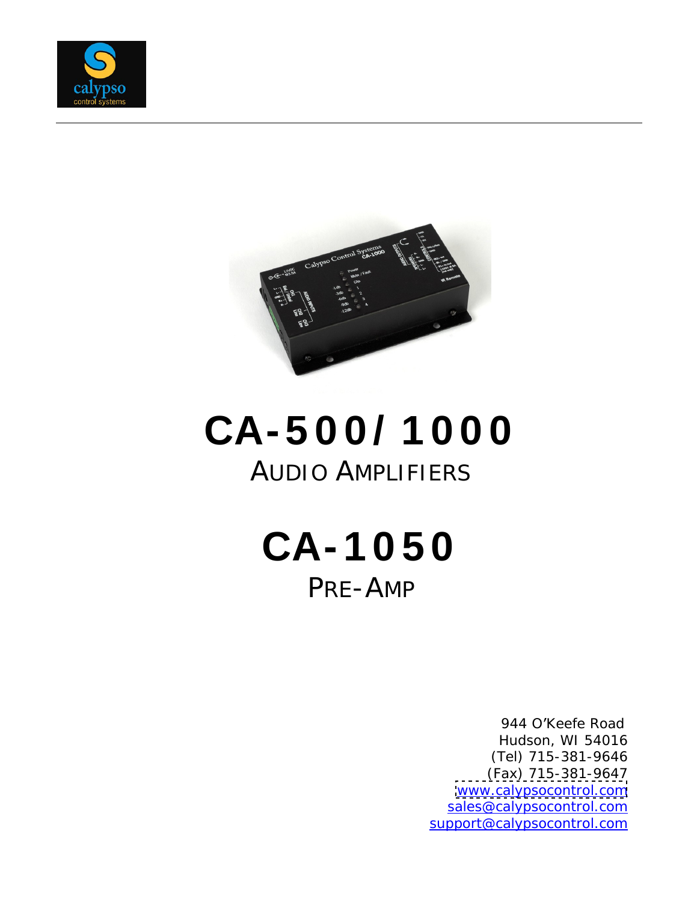# CA-500/1000

## AUDIO AMPLIFIERS

# CA-1050

## PRE-AMP

944 O'Keefe Road
Hudson, WI 54016
(Tel) 715-381-9646
(Fax) 715-381-9647
www.calypsocontrol.com
sales@calypsocontrol.com
support@calypsocontrol.com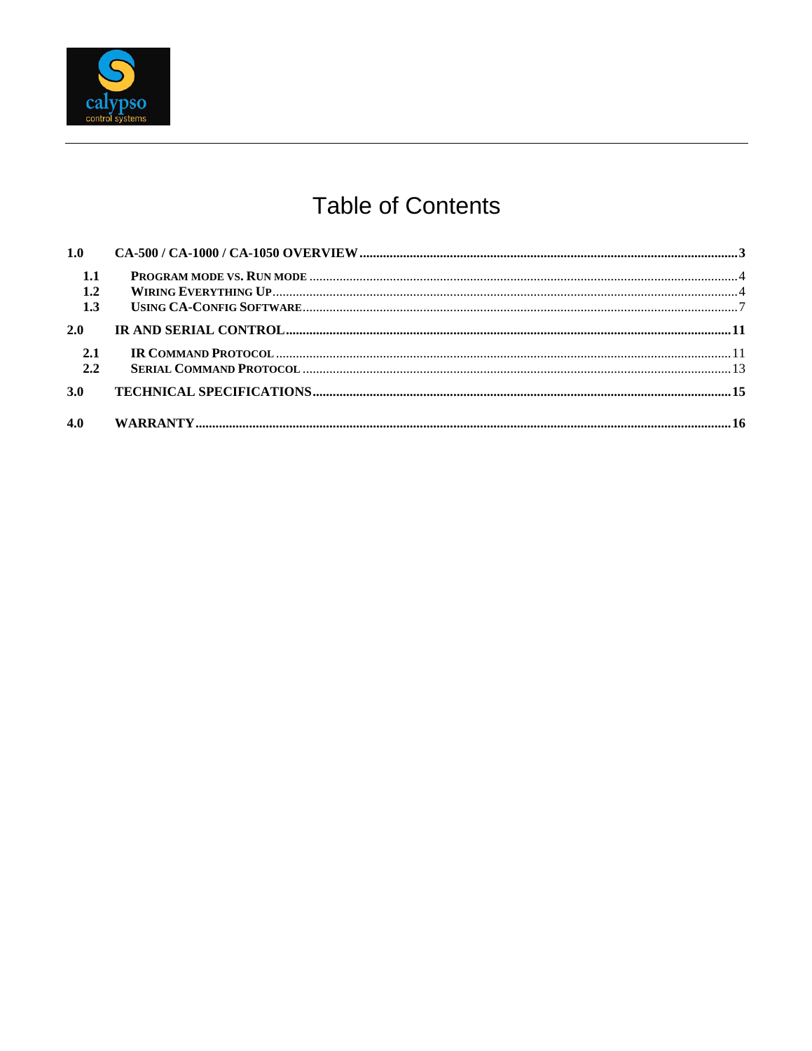# Table of Contents

| | | |
|---|---|---|
| **1.0** | **CA-500 / CA-1000 / CA-1050 OVERVIEW** | **3** |
| 1.1 | PROGRAM MODE VS. RUN MODE | 4 |
| 1.2 | WIRING EVERYTHING UP | 4 |
| 1.3 | USING CA-CONFIG SOFTWARE | 7 |
| **2.0** | **IR AND SERIAL CONTROL** | **11** |
| 2.1 | IR COMMAND PROTOCOL | 11 |
| 2.2 | SERIAL COMMAND PROTOCOL | 13 |
| **3.0** | **TECHNICAL SPECIFICATIONS** | **15** |
| **4.0** | **WARRANTY** | **16** |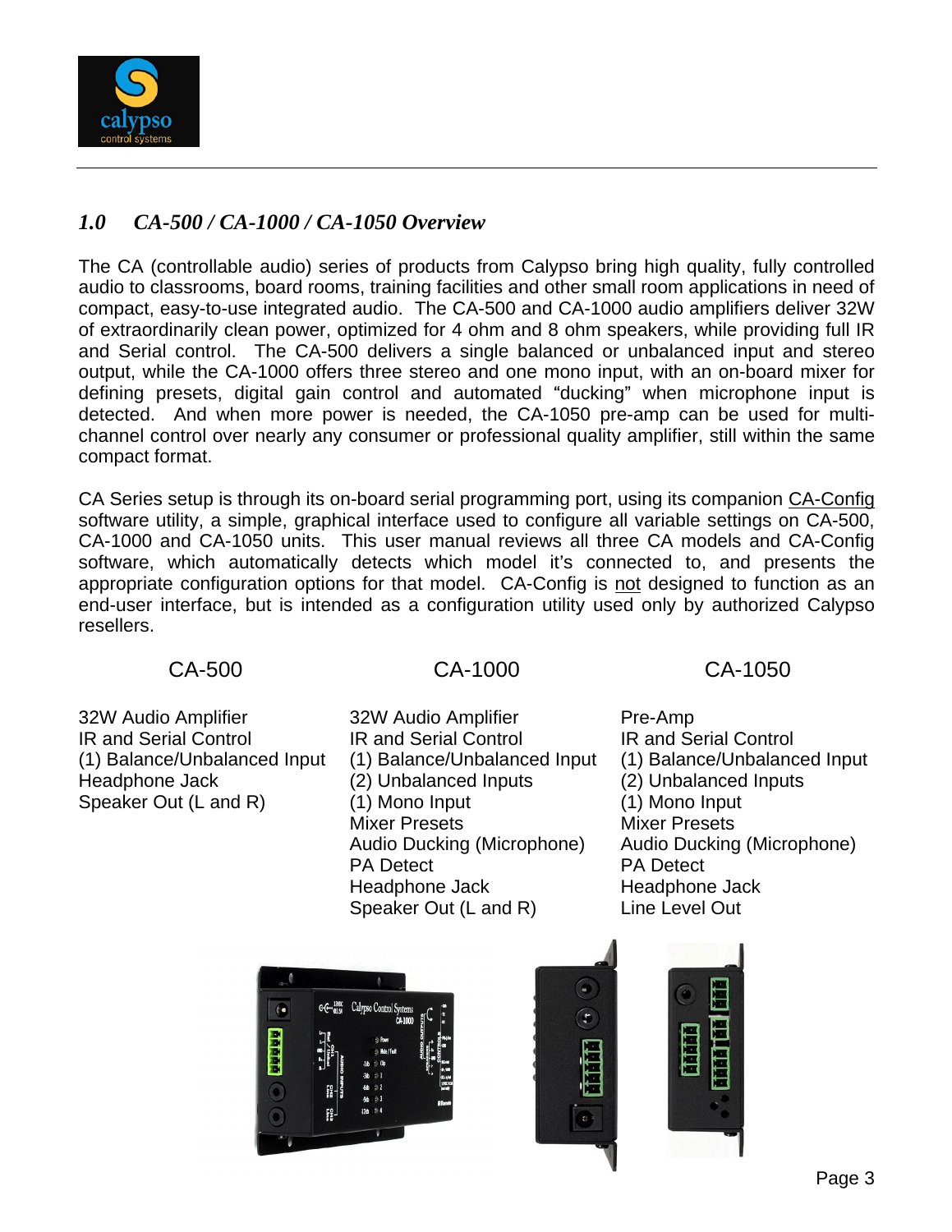## *1.0 CA-500 / CA-1000 / CA-1050 Overview*

The CA (controllable audio) series of products from Calypso bring high quality, fully controlled audio to classrooms, board rooms, training facilities and other small room applications in need of compact, easy-to-use integrated audio. The CA-500 and CA-1000 audio amplifiers deliver 32W of extraordinarily clean power, optimized for 4 ohm and 8 ohm speakers, while providing full IR and Serial control. The CA-500 delivers a single balanced or unbalanced input and stereo output, while the CA-1000 offers three stereo and one mono input, with an on-board mixer for defining presets, digital gain control and automated "ducking" when microphone input is detected. And when more power is needed, the CA-1050 pre-amp can be used for multi-channel control over nearly any consumer or professional quality amplifier, still within the same compact format.

CA Series setup is through its on-board serial programming port, using its companion CA-Config software utility, a simple, graphical interface used to configure all variable settings on CA-500, CA-1000 and CA-1050 units. This user manual reviews all three CA models and CA-Config software, which automatically detects which model it's connected to, and presents the appropriate configuration options for that model. CA-Config is not designed to function as an end-user interface, but is intended as a configuration utility used only by authorized Calypso resellers.

| CA-500 | CA-1000 | CA-1050 |
|---|---|---|
| 32W Audio Amplifier | 32W Audio Amplifier | Pre-Amp |
| IR and Serial Control | IR and Serial Control | IR and Serial Control |
| (1) Balance/Unbalanced Input | (1) Balance/Unbalanced Input | (1) Balance/Unbalanced Input |
| Headphone Jack | (2) Unbalanced Inputs | (2) Unbalanced Inputs |
| Speaker Out (L and R) | (1) Mono Input | (1) Mono Input |
| | Mixer Presets | Mixer Presets |
| | Audio Ducking (Microphone) | Audio Ducking (Microphone) |
| | PA Detect | PA Detect |
| | Headphone Jack | Headphone Jack |
| | Speaker Out (L and R) | Line Level Out |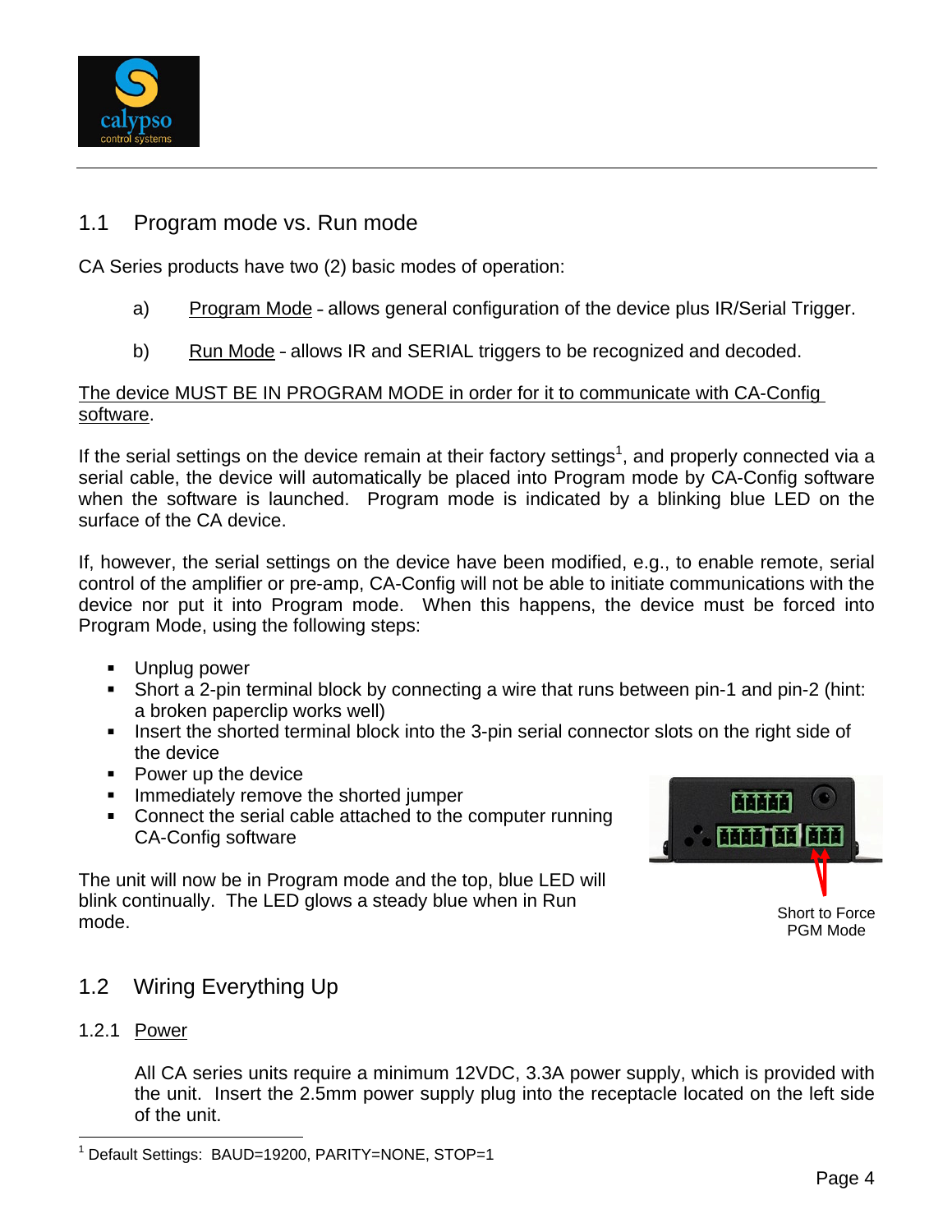## 1.1 Program mode vs. Run mode

CA Series products have two (2) basic modes of operation:

a) Program Mode - allows general configuration of the device plus IR/Serial Trigger.

b) Run Mode - allows IR and SERIAL triggers to be recognized and decoded.

The device MUST BE IN PROGRAM MODE in order for it to communicate with CA-Config software.

If the serial settings on the device remain at their factory settings[1], and properly connected via a serial cable, the device will automatically be placed into Program mode by CA-Config software when the software is launched. Program mode is indicated by a blinking blue LED on the surface of the CA device.

If, however, the serial settings on the device have been modified, e.g., to enable remote, serial control of the amplifier or pre-amp, CA-Config will not be able to initiate communications with the device nor put it into Program mode. When this happens, the device must be forced into Program Mode, using the following steps:

- Unplug power
- Short a 2-pin terminal block by connecting a wire that runs between pin-1 and pin-2 (hint: a broken paperclip works well)
- Insert the shorted terminal block into the 3-pin serial connector slots on the right side of the device
- Power up the device
- Immediately remove the shorted jumper
- Connect the serial cable attached to the computer running CA-Config software

The unit will now be in Program mode and the top, blue LED will blink continually. The LED glows a steady blue when in Run mode.

Short to Force PGM Mode

## 1.2 Wiring Everything Up

### 1.2.1 Power

All CA series units require a minimum 12VDC, 3.3A power supply, which is provided with the unit. Insert the 2.5mm power supply plug into the receptacle located on the left side of the unit.

[1] Default Settings: BAUD=19200, PARITY=NONE, STOP=1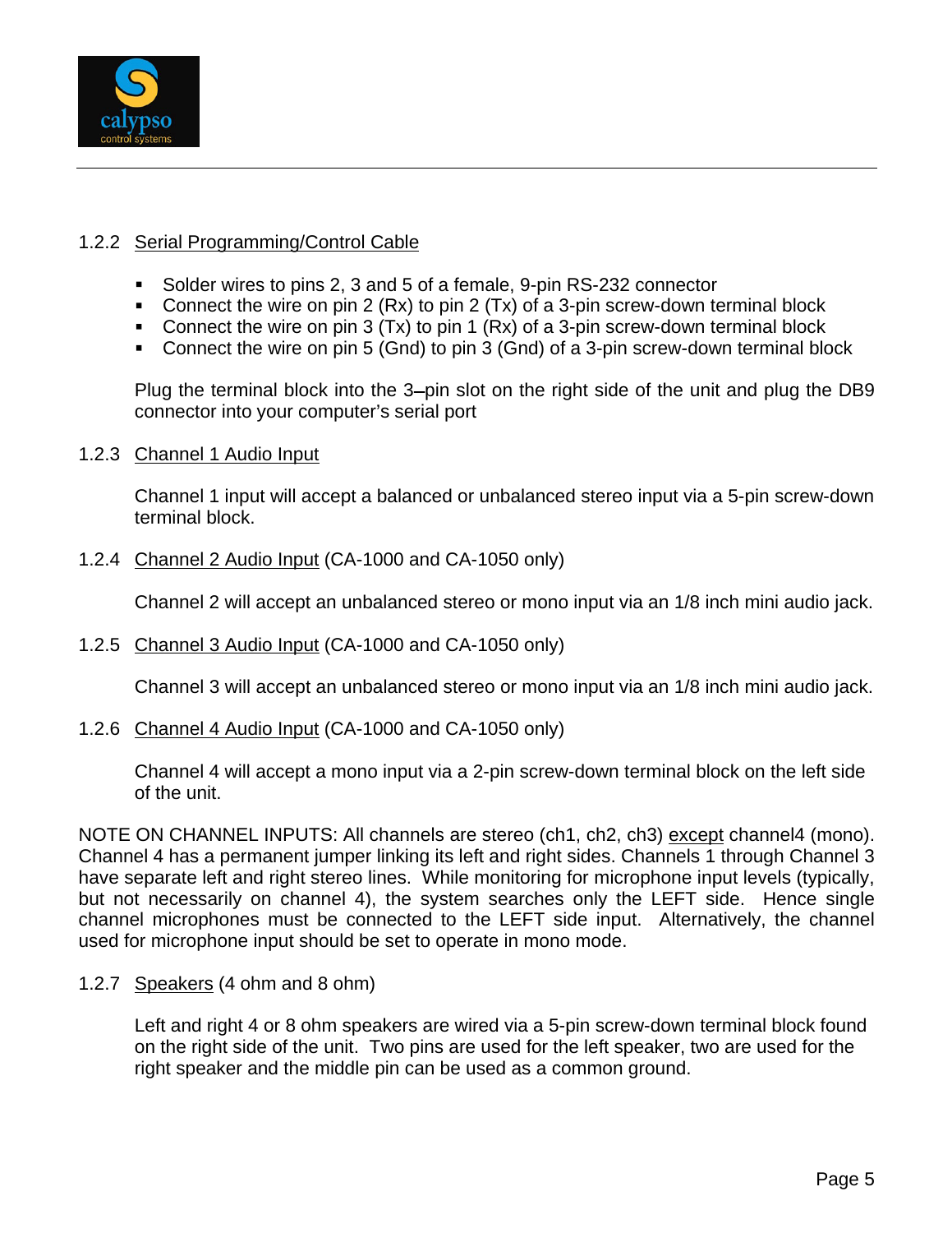### 1.2.2 Serial Programming/Control Cable

- Solder wires to pins 2, 3 and 5 of a female, 9-pin RS-232 connector
- Connect the wire on pin 2 (Rx) to pin 2 (Tx) of a 3-pin screw-down terminal block
- Connect the wire on pin 3 (Tx) to pin 1 (Rx) of a 3-pin screw-down terminal block
- Connect the wire on pin 5 (Gnd) to pin 3 (Gnd) of a 3-pin screw-down terminal block

Plug the terminal block into the 3–pin slot on the right side of the unit and plug the DB9 connector into your computer's serial port

### 1.2.3 Channel 1 Audio Input

Channel 1 input will accept a balanced or unbalanced stereo input via a 5-pin screw-down terminal block.

### 1.2.4 Channel 2 Audio Input (CA-1000 and CA-1050 only)

Channel 2 will accept an unbalanced stereo or mono input via an 1/8 inch mini audio jack.

### 1.2.5 Channel 3 Audio Input (CA-1000 and CA-1050 only)

Channel 3 will accept an unbalanced stereo or mono input via an 1/8 inch mini audio jack.

### 1.2.6 Channel 4 Audio Input (CA-1000 and CA-1050 only)

Channel 4 will accept a mono input via a 2-pin screw-down terminal block on the left side of the unit.

NOTE ON CHANNEL INPUTS: All channels are stereo (ch1, ch2, ch3) except channel4 (mono). Channel 4 has a permanent jumper linking its left and right sides. Channels 1 through Channel 3 have separate left and right stereo lines. While monitoring for microphone input levels (typically, but not necessarily on channel 4), the system searches only the LEFT side. Hence single channel microphones must be connected to the LEFT side input. Alternatively, the channel used for microphone input should be set to operate in mono mode.

### 1.2.7 Speakers (4 ohm and 8 ohm)

Left and right 4 or 8 ohm speakers are wired via a 5-pin screw-down terminal block found on the right side of the unit. Two pins are used for the left speaker, two are used for the right speaker and the middle pin can be used as a common ground.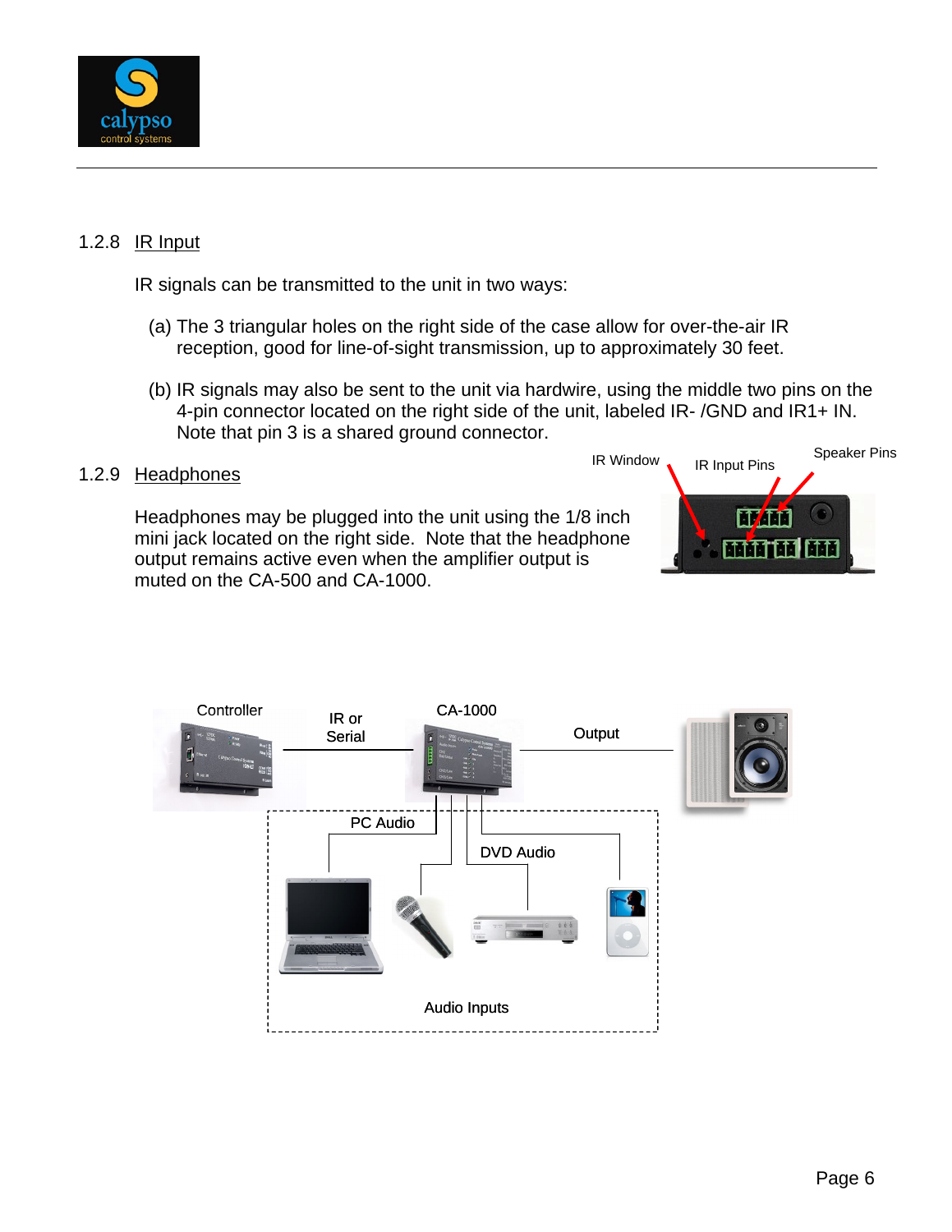### 1.2.8 IR Input

IR signals can be transmitted to the unit in two ways:

(a) The 3 triangular holes on the right side of the case allow for over-the-air IR reception, good for line-of-sight transmission, up to approximately 30 feet.

(b) IR signals may also be sent to the unit via hardwire, using the middle two pins on the 4-pin connector located on the right side of the unit, labeled IR- /GND and IR1+ IN. Note that pin 3 is a shared ground connector.

### 1.2.9 Headphones

Headphones may be plugged into the unit using the 1/8 inch mini jack located on the right side. Note that the headphone output remains active even when the amplifier output is muted on the CA-500 and CA-1000.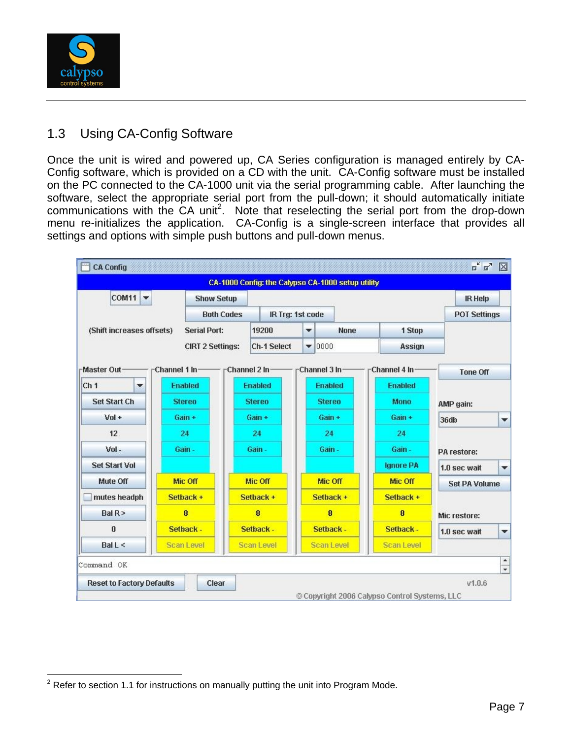## 1.3 Using CA-Config Software

Once the unit is wired and powered up, CA Series configuration is managed entirely by CA-Config software, which is provided on a CD with the unit. CA-Config software must be installed on the PC connected to the CA-1000 unit via the serial programming cable. After launching the software, select the appropriate serial port from the pull-down; it should automatically initiate communications with the CA unit[2]. Note that reselecting the serial port from the drop-down menu re-initializes the application. CA-Config is a single-screen interface that provides all settings and options with simple push buttons and pull-down menus.

---

[2] Refer to section 1.1 for instructions on manually putting the unit into Program Mode.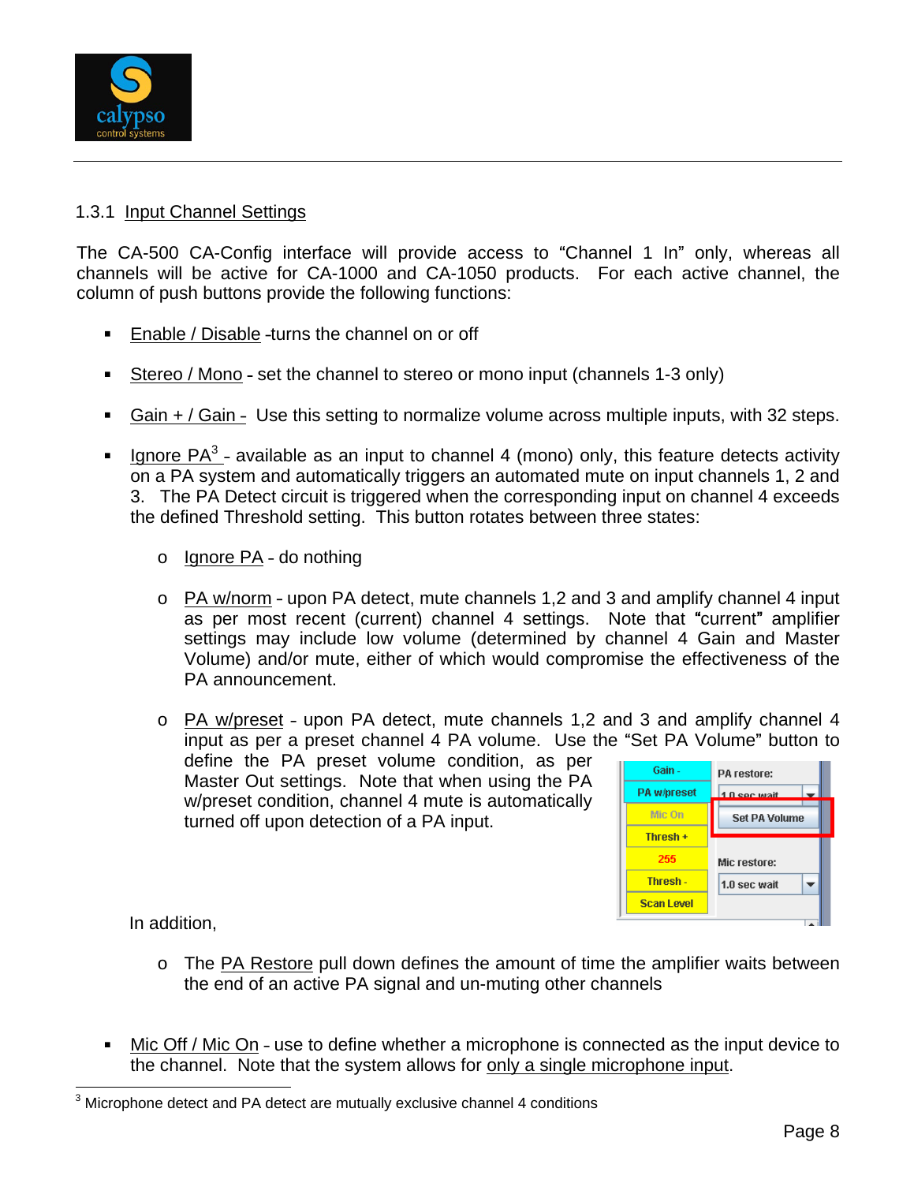### 1.3.1 Input Channel Settings

The CA-500 CA-Config interface will provide access to "Channel 1 In" only, whereas all channels will be active for CA-1000 and CA-1050 products. For each active channel, the column of push buttons provide the following functions:

- Enable / Disable -turns the channel on or off
- Stereo / Mono - set the channel to stereo or mono input (channels 1-3 only)
- Gain + / Gain - Use this setting to normalize volume across multiple inputs, with 32 steps.
- Ignore PA[3] - available as an input to channel 4 (mono) only, this feature detects activity on a PA system and automatically triggers an automated mute on input channels 1, 2 and 3. The PA Detect circuit is triggered when the corresponding input on channel 4 exceeds the defined Threshold setting. This button rotates between three states:
  - Ignore PA - do nothing
  - PA w/norm - upon PA detect, mute channels 1,2 and 3 and amplify channel 4 input as per most recent (current) channel 4 settings. Note that "current" amplifier settings may include low volume (determined by channel 4 Gain and Master Volume) and/or mute, either of which would compromise the effectiveness of the PA announcement.
  - PA w/preset - upon PA detect, mute channels 1,2 and 3 and amplify channel 4 input as per a preset channel 4 PA volume. Use the "Set PA Volume" button to define the PA preset volume condition, as per Master Out settings. Note that when using the PA w/preset condition, channel 4 mute is automatically turned off upon detection of a PA input.

  In addition,

  - The PA Restore pull down defines the amount of time the amplifier waits between the end of an active PA signal and un-muting other channels

- Mic Off / Mic On - use to define whether a microphone is connected as the input device to the channel. Note that the system allows for only a single microphone input.

[3] Microphone detect and PA detect are mutually exclusive channel 4 conditions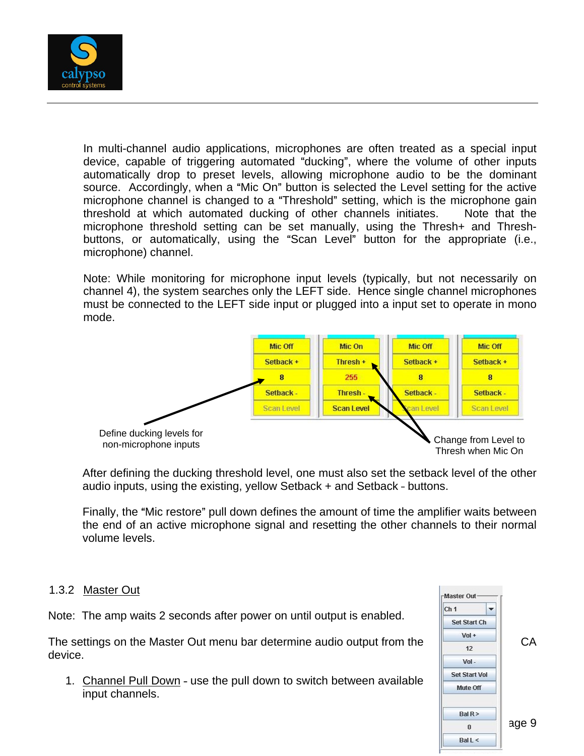In multi-channel audio applications, microphones are often treated as a special input device, capable of triggering automated “ducking”, where the volume of other inputs automatically drop to preset levels, allowing microphone audio to be the dominant source. Accordingly, when a “Mic On” button is selected the Level setting for the active microphone channel is changed to a “Threshold” setting, which is the microphone gain threshold at which automated ducking of other channels initiates. Note that the microphone threshold setting can be set manually, using the Thresh+ and Thresh- buttons, or automatically, using the “Scan Level” button for the appropriate (i.e., microphone) channel.

Note: While monitoring for microphone input levels (typically, but not necessarily on channel 4), the system searches only the LEFT side. Hence single channel microphones must be connected to the LEFT side input or plugged into a input set to operate in mono mode.

| Mic Off | Mic On | Mic Off | Mic Off |
|---|---|---|---|
| Setback + | Thresh + | Setback + | Setback + |
| 8 | 255 | 8 | 8 |
| Setback - | Thresh - | Setback - | Setback - |
| Scan Level | Scan Level | Scan Level | Scan Level |

Define ducking levels for non-microphone inputs

Change from Level to Thresh when Mic On

After defining the ducking threshold level, one must also set the setback level of the other audio inputs, using the existing, yellow Setback + and Setback - buttons.

Finally, the “Mic restore” pull down defines the amount of time the amplifier waits between the end of an active microphone signal and resetting the other channels to their normal volume levels.

### 1.3.2 Master Out

Note: The amp waits 2 seconds after power on until output is enabled.

The settings on the Master Out menu bar determine audio output from the device.

1. Channel Pull Down - use the pull down to switch between available input channels.

Master Out
- Ch 1
- Set Start Ch
- Vol +
- 12
- Vol -
- Set Start Vol
- Mute Off
- Bal R >
- 0
- Bal L <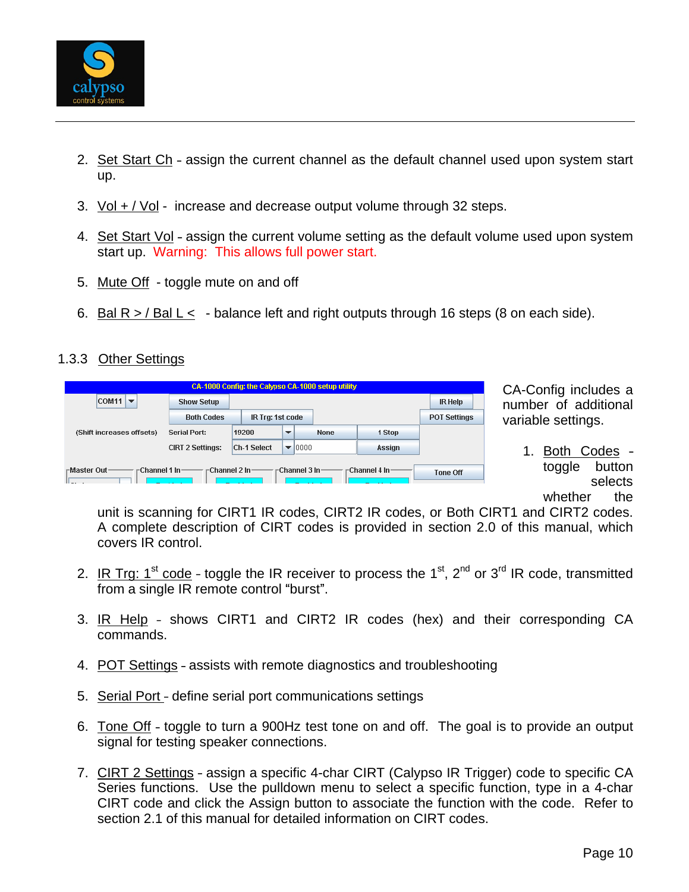2. Set Start Ch - assign the current channel as the default channel used upon system start up.

3. Vol + / Vol - increase and decrease output volume through 32 steps.

4. Set Start Vol - assign the current volume setting as the default volume used upon system start up. Warning: This allows full power start.

5. Mute Off - toggle mute on and off

6. Bal R > / Bal L < - balance left and right outputs through 16 steps (8 on each side).

### 1.3.3 Other Settings

CA-Config includes a number of additional variable settings.

1. Both Codes - toggle button selects whether the unit is scanning for CIRT1 IR codes, CIRT2 IR codes, or Both CIRT1 and CIRT2 codes. A complete description of CIRT codes is provided in section 2.0 of this manual, which covers IR control.

2. IR Trg: 1st code - toggle the IR receiver to process the 1st, 2nd or 3rd IR code, transmitted from a single IR remote control "burst".

3. IR Help - shows CIRT1 and CIRT2 IR codes (hex) and their corresponding CA commands.

4. POT Settings - assists with remote diagnostics and troubleshooting

5. Serial Port - define serial port communications settings

6. Tone Off - toggle to turn a 900Hz test tone on and off. The goal is to provide an output signal for testing speaker connections.

7. CIRT 2 Settings - assign a specific 4-char CIRT (Calypso IR Trigger) code to specific CA Series functions. Use the pulldown menu to select a specific function, type in a 4-char CIRT code and click the Assign button to associate the function with the code. Refer to section 2.1 of this manual for detailed information on CIRT codes.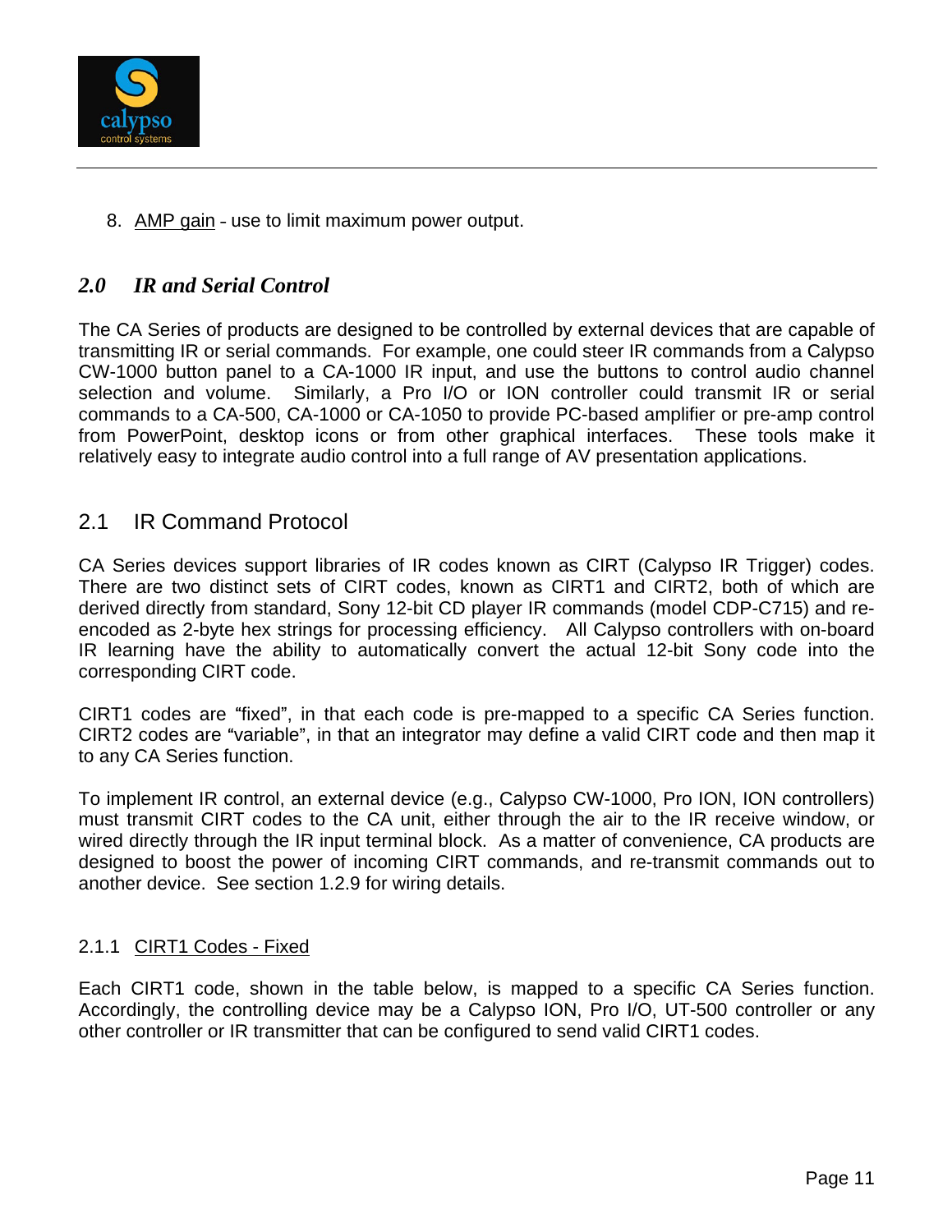8. <u>AMP gain</u> - use to limit maximum power output.

## *2.0 IR and Serial Control*

The CA Series of products are designed to be controlled by external devices that are capable of transmitting IR or serial commands. For example, one could steer IR commands from a Calypso CW-1000 button panel to a CA-1000 IR input, and use the buttons to control audio channel selection and volume. Similarly, a Pro I/O or ION controller could transmit IR or serial commands to a CA-500, CA-1000 or CA-1050 to provide PC-based amplifier or pre-amp control from PowerPoint, desktop icons or from other graphical interfaces. These tools make it relatively easy to integrate audio control into a full range of AV presentation applications.

### 2.1 IR Command Protocol

CA Series devices support libraries of IR codes known as CIRT (Calypso IR Trigger) codes. There are two distinct sets of CIRT codes, known as CIRT1 and CIRT2, both of which are derived directly from standard, Sony 12-bit CD player IR commands (model CDP-C715) and re-encoded as 2-byte hex strings for processing efficiency. All Calypso controllers with on-board IR learning have the ability to automatically convert the actual 12-bit Sony code into the corresponding CIRT code.

CIRT1 codes are “fixed”, in that each code is pre-mapped to a specific CA Series function. CIRT2 codes are “variable”, in that an integrator may define a valid CIRT code and then map it to any CA Series function.

To implement IR control, an external device (e.g., Calypso CW-1000, Pro ION, ION controllers) must transmit CIRT codes to the CA unit, either through the air to the IR receive window, or wired directly through the IR input terminal block. As a matter of convenience, CA products are designed to boost the power of incoming CIRT commands, and re-transmit commands out to another device. See section 1.2.9 for wiring details.

#### 2.1.1 <u>CIRT1 Codes - Fixed</u>

Each CIRT1 code, shown in the table below, is mapped to a specific CA Series function. Accordingly, the controlling device may be a Calypso ION, Pro I/O, UT-500 controller or any other controller or IR transmitter that can be configured to send valid CIRT1 codes.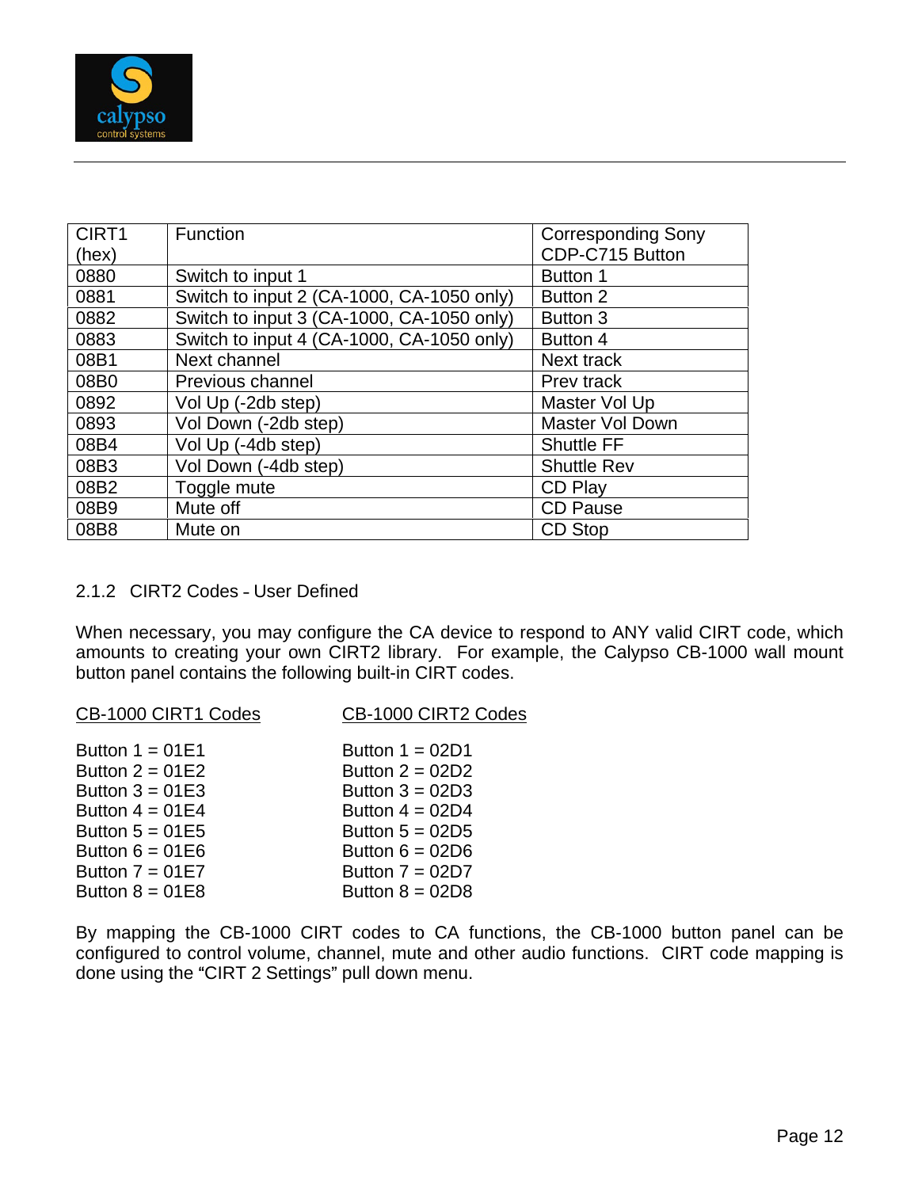| CIRT1 (hex) | Function | Corresponding Sony CDP-C715 Button |
|---|---|---|
| 0880 | Switch to input 1 | Button 1 |
| 0881 | Switch to input 2 (CA-1000, CA-1050 only) | Button 2 |
| 0882 | Switch to input 3 (CA-1000, CA-1050 only) | Button 3 |
| 0883 | Switch to input 4 (CA-1000, CA-1050 only) | Button 4 |
| 08B1 | Next channel | Next track |
| 08B0 | Previous channel | Prev track |
| 0892 | Vol Up (-2db step) | Master Vol Up |
| 0893 | Vol Down (-2db step) | Master Vol Down |
| 08B4 | Vol Up (-4db step) | Shuttle FF |
| 08B3 | Vol Down (-4db step) | Shuttle Rev |
| 08B2 | Toggle mute | CD Play |
| 08B9 | Mute off | CD Pause |
| 08B8 | Mute on | CD Stop |

### 2.1.2 CIRT2 Codes – User Defined

When necessary, you may configure the CA device to respond to ANY valid CIRT code, which amounts to creating your own CIRT2 library. For example, the Calypso CB-1000 wall mount button panel contains the following built-in CIRT codes.

| CB-1000 CIRT1 Codes | CB-1000 CIRT2 Codes |
|---|---|
| Button 1 = 01E1 | Button 1 = 02D1 |
| Button 2 = 01E2 | Button 2 = 02D2 |
| Button 3 = 01E3 | Button 3 = 02D3 |
| Button 4 = 01E4 | Button 4 = 02D4 |
| Button 5 = 01E5 | Button 5 = 02D5 |
| Button 6 = 01E6 | Button 6 = 02D6 |
| Button 7 = 01E7 | Button 7 = 02D7 |
| Button 8 = 01E8 | Button 8 = 02D8 |

By mapping the CB-1000 CIRT codes to CA functions, the CB-1000 button panel can be configured to control volume, channel, mute and other audio functions. CIRT code mapping is done using the "CIRT 2 Settings" pull down menu.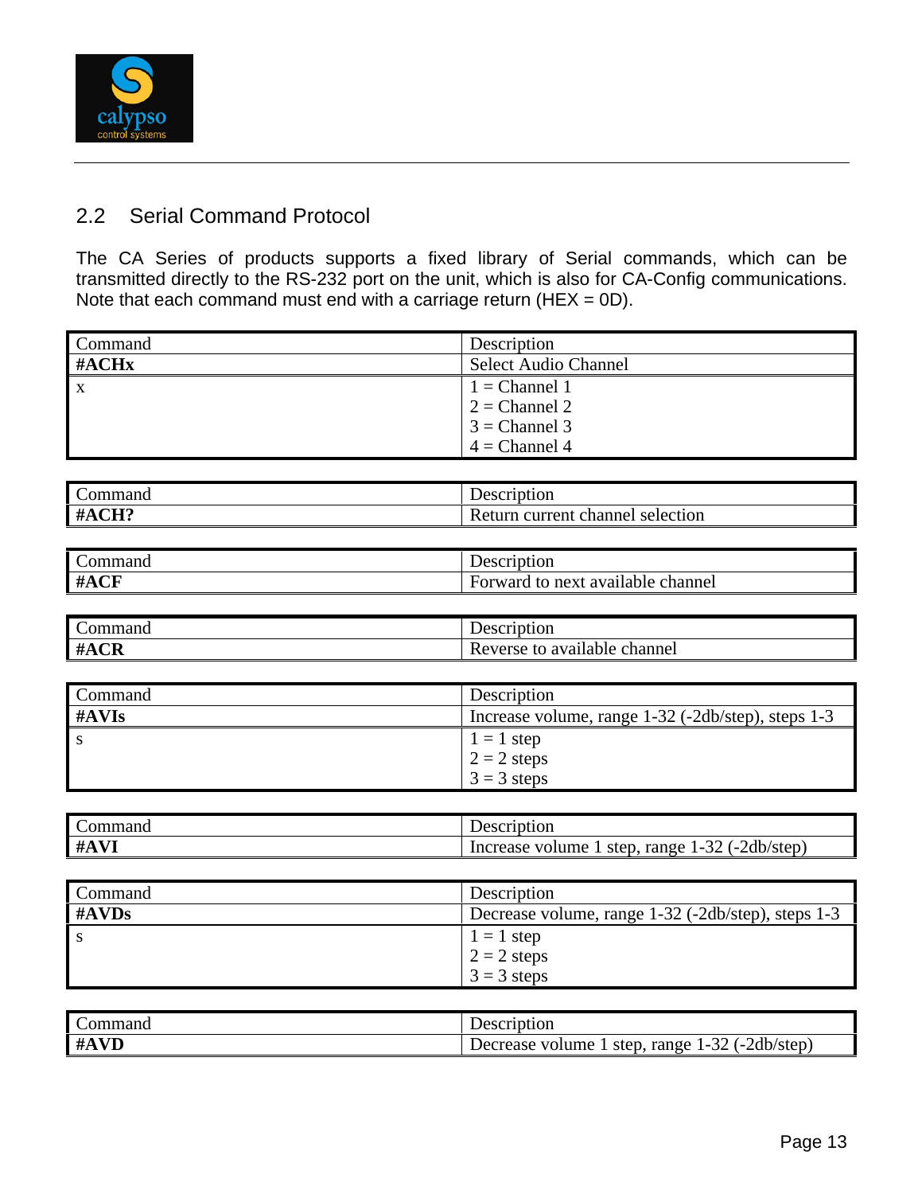## 2.2 Serial Command Protocol

The CA Series of products supports a fixed library of Serial commands, which can be transmitted directly to the RS-232 port on the unit, which is also for CA-Config communications. Note that each command must end with a carriage return (HEX = 0D).

| Command | Description |
|---|---|
| **#ACHx** | Select Audio Channel |
| x | 1 = Channel 1<br>2 = Channel 2<br>3 = Channel 3<br>4 = Channel 4 |

| Command | Description |
|---|---|
| **#ACH?** | Return current channel selection |

| Command | Description |
|---|---|
| **#ACF** | Forward to next available channel |

| Command | Description |
|---|---|
| **#ACR** | Reverse to available channel |

| Command | Description |
|---|---|
| **#AVIs** | Increase volume, range 1-32 (-2db/step), steps 1-3 |
| s | 1 = 1 step<br>2 = 2 steps<br>3 = 3 steps |

| Command | Description |
|---|---|
| **#AVI** | Increase volume 1 step, range 1-32 (-2db/step) |

| Command | Description |
|---|---|
| **#AVDs** | Decrease volume, range 1-32 (-2db/step), steps 1-3 |
| s | 1 = 1 step<br>2 = 2 steps<br>3 = 3 steps |

| Command | Description |
|---|---|
| **#AVD** | Decrease volume 1 step, range 1-32 (-2db/step) |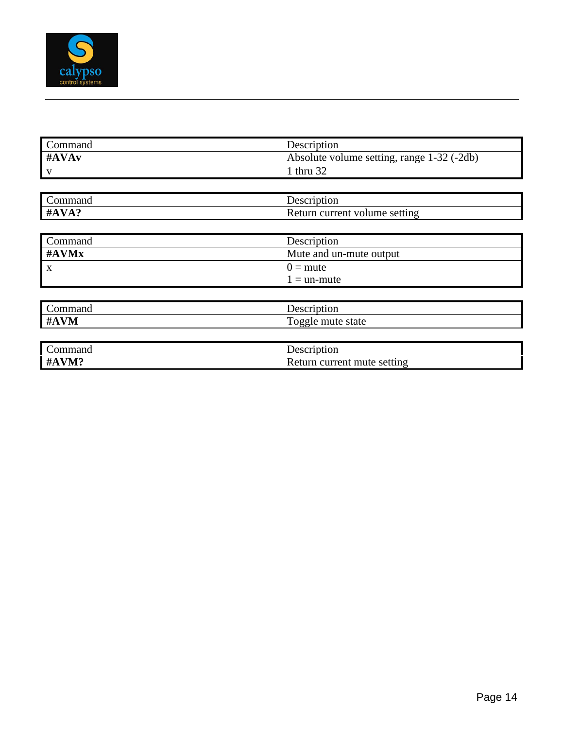| Command | Description |
| --- | --- |
| **#AVAv** | Absolute volume setting, range 1-32 (-2db) |
| v | 1 thru 32 |

| Command | Description |
| --- | --- |
| **#AVA?** | Return current volume setting |

| Command | Description |
| --- | --- |
| **#AVMx** | Mute and un-mute output |
| x | 0 = mute<br>1 = un-mute |

| Command | Description |
| --- | --- |
| **#AVM** | Toggle mute state |

| Command | Description |
| --- | --- |
| **#AVM?** | Return current mute setting |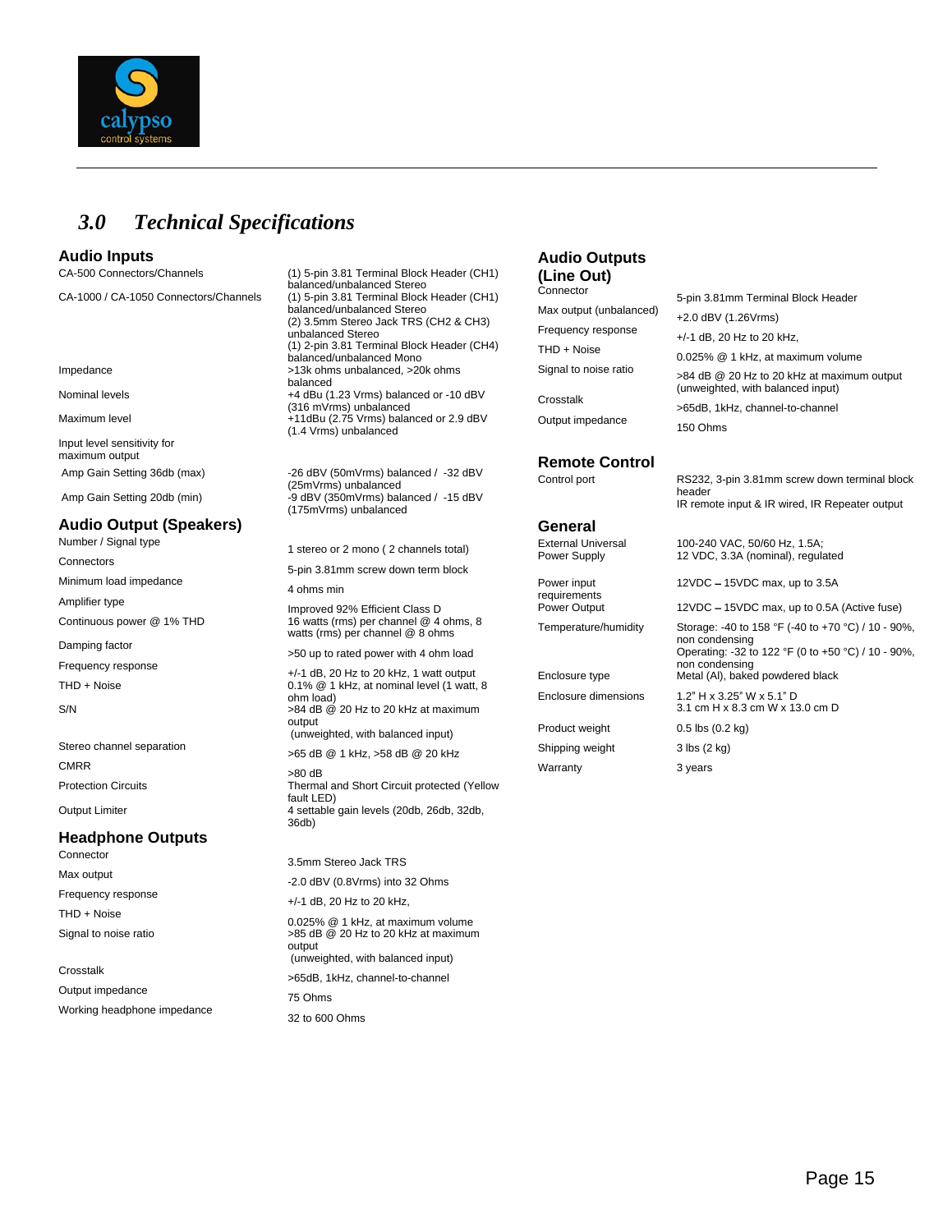# 3.0 Technical Specifications

## Audio Inputs

| | |
|---|---|
| CA-500 Connectors/Channels | (1) 5-pin 3.81 Terminal Block Header (CH1) balanced/unbalanced Stereo |
| CA-1000 / CA-1050 Connectors/Channels | (1) 5-pin 3.81 Terminal Block Header (CH1) balanced/unbalanced Stereo<br>(2) 3.5mm Stereo Jack TRS (CH2 & CH3) unbalanced Stereo<br>(1) 2-pin 3.81 Terminal Block Header (CH4) balanced/unbalanced Mono |
| Impedance | >13k ohms unbalanced, >20k ohms balanced |
| Nominal levels | +4 dBu (1.23 Vrms) balanced or -10 dBV (316 mVrms) unbalanced |
| Maximum level | +11dBu (2.75 Vrms) balanced or 2.9 dBV (1.4 Vrms) unbalanced |
| Input level sensitivity for maximum output | |
| Amp Gain Setting 36db (max) | -26 dBV (50mVrms) balanced / -32 dBV (25mVrms) unbalanced |
| Amp Gain Setting 20db (min) | -9 dBV (350mVrms) balanced / -15 dBV (175mVrms) unbalanced |

## Audio Output (Speakers)

| | |
|---|---|
| Number / Signal type | 1 stereo or 2 mono ( 2 channels total) |
| Connectors | 5-pin 3.81mm screw down term block |
| Minimum load impedance | 4 ohms min |
| Amplifier type | Improved 92% Efficient Class D |
| Continuous power @ 1% THD | 16 watts (rms) per channel @ 4 ohms, 8 watts (rms) per channel @ 8 ohms |
| Damping factor | >50 up to rated power with 4 ohm load |
| Frequency response | +/-1 dB, 20 Hz to 20 kHz, 1 watt output |
| THD + Noise | 0.1% @ 1 kHz, at nominal level (1 watt, 8 ohm load) |
| S/N | >84 dB @ 20 Hz to 20 kHz at maximum output (unweighted, with balanced input) |
| Stereo channel separation | >65 dB @ 1 kHz, >58 dB @ 20 kHz |
| CMRR | >80 dB |
| Protection Circuits | Thermal and Short Circuit protected (Yellow fault LED) |
| Output Limiter | 4 settable gain levels (20db, 26db, 32db, 36db) |

## Headphone Outputs

| | |
|---|---|
| Connector | 3.5mm Stereo Jack TRS |
| Max output | -2.0 dBV (0.8Vrms) into 32 Ohms |
| Frequency response | +/-1 dB, 20 Hz to 20 kHz, |
| THD + Noise | 0.025% @ 1 kHz, at maximum volume |
| Signal to noise ratio | >85 dB @ 20 Hz to 20 kHz at maximum output (unweighted, with balanced input) |
| Crosstalk | >65dB, 1kHz, channel-to-channel |
| Output impedance | 75 Ohms |
| Working headphone impedance | 32 to 600 Ohms |

## Audio Outputs (Line Out)

| | |
|---|---|
| Connector | 5-pin 3.81mm Terminal Block Header |
| Max output (unbalanced) | +2.0 dBV (1.26Vrms) |
| Frequency response | +/-1 dB, 20 Hz to 20 kHz, |
| THD + Noise | 0.025% @ 1 kHz, at maximum volume |
| Signal to noise ratio | >84 dB @ 20 Hz to 20 kHz at maximum output (unweighted, with balanced input) |
| Crosstalk | >65dB, 1kHz, channel-to-channel |
| Output impedance | 150 Ohms |

## Remote Control

| | |
|---|---|
| Control port | RS232, 3-pin 3.81mm screw down terminal block header<br>IR remote input & IR wired, IR Repeater output |

## General

| | |
|---|---|
| External Universal Power Supply | 100-240 VAC, 50/60 Hz, 1.5A;<br>12 VDC, 3.3A (nominal), regulated |
| Power input requirements | 12VDC – 15VDC max, up to 3.5A |
| Power Output | 12VDC – 15VDC max, up to 0.5A (Active fuse) |
| Temperature/humidity | Storage: -40 to 158 °F (-40 to +70 °C) / 10 - 90%, non condensing<br>Operating: -32 to 122 °F (0 to +50 °C) / 10 - 90%, non condensing |
| Enclosure type | Metal (Al), baked powdered black |
| Enclosure dimensions | 1.2" H x 3.25" W x 5.1" D<br>3.1 cm H x 8.3 cm W x 13.0 cm D |
| Product weight | 0.5 lbs (0.2 kg) |
| Shipping weight | 3 lbs (2 kg) |
| Warranty | 3 years |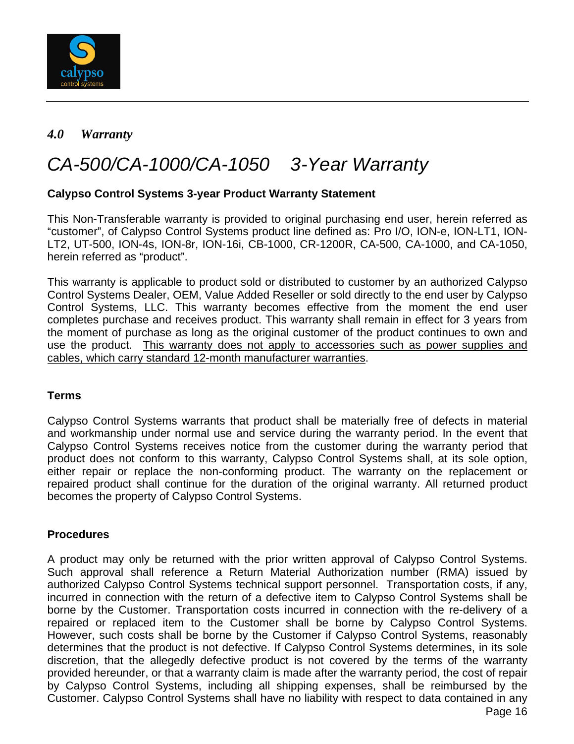## *4.0 Warranty*

# *CA-500/CA-1000/CA-1050 3-Year Warranty*

**Calypso Control Systems 3-year Product Warranty Statement**

This Non-Transferable warranty is provided to original purchasing end user, herein referred as “customer”, of Calypso Control Systems product line defined as: Pro I/O, ION-e, ION-LT1, ION-LT2, UT-500, ION-4s, ION-8r, ION-16i, CB-1000, CR-1200R, CA-500, CA-1000, and CA-1050, herein referred as “product”.

This warranty is applicable to product sold or distributed to customer by an authorized Calypso Control Systems Dealer, OEM, Value Added Reseller or sold directly to the end user by Calypso Control Systems, LLC. This warranty becomes effective from the moment the end user completes purchase and receives product. This warranty shall remain in effect for 3 years from the moment of purchase as long as the original customer of the product continues to own and use the product. <u>This warranty does not apply to accessories such as power supplies and cables, which carry standard 12-month manufacturer warranties</u>.

**Terms**

Calypso Control Systems warrants that product shall be materially free of defects in material and workmanship under normal use and service during the warranty period. In the event that Calypso Control Systems receives notice from the customer during the warranty period that product does not conform to this warranty, Calypso Control Systems shall, at its sole option, either repair or replace the non-conforming product. The warranty on the replacement or repaired product shall continue for the duration of the original warranty. All returned product becomes the property of Calypso Control Systems.

**Procedures**

A product may only be returned with the prior written approval of Calypso Control Systems. Such approval shall reference a Return Material Authorization number (RMA) issued by authorized Calypso Control Systems technical support personnel. Transportation costs, if any, incurred in connection with the return of a defective item to Calypso Control Systems shall be borne by the Customer. Transportation costs incurred in connection with the re-delivery of a repaired or replaced item to the Customer shall be borne by Calypso Control Systems. However, such costs shall be borne by the Customer if Calypso Control Systems, reasonably determines that the product is not defective. If Calypso Control Systems determines, in its sole discretion, that the allegedly defective product is not covered by the terms of the warranty provided hereunder, or that a warranty claim is made after the warranty period, the cost of repair by Calypso Control Systems, including all shipping expenses, shall be reimbursed by the Customer. Calypso Control Systems shall have no liability with respect to data contained in any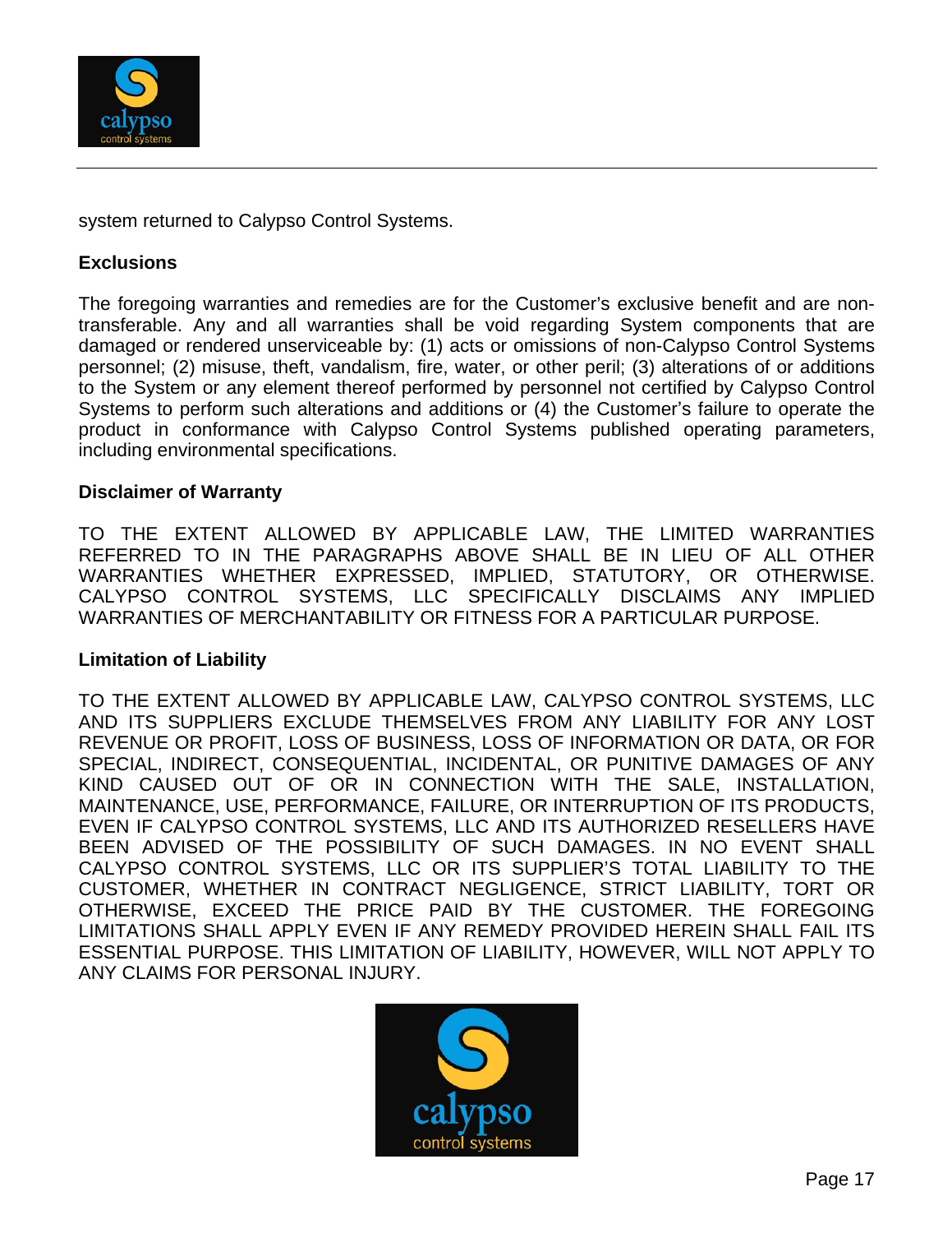system returned to Calypso Control Systems.

**Exclusions**

The foregoing warranties and remedies are for the Customer's exclusive benefit and are non-transferable. Any and all warranties shall be void regarding System components that are damaged or rendered unserviceable by: (1) acts or omissions of non-Calypso Control Systems personnel; (2) misuse, theft, vandalism, fire, water, or other peril; (3) alterations of or additions to the System or any element thereof performed by personnel not certified by Calypso Control Systems to perform such alterations and additions or (4) the Customer's failure to operate the product in conformance with Calypso Control Systems published operating parameters, including environmental specifications.

**Disclaimer of Warranty**

TO THE EXTENT ALLOWED BY APPLICABLE LAW, THE LIMITED WARRANTIES REFERRED TO IN THE PARAGRAPHS ABOVE SHALL BE IN LIEU OF ALL OTHER WARRANTIES WHETHER EXPRESSED, IMPLIED, STATUTORY, OR OTHERWISE. CALYPSO CONTROL SYSTEMS, LLC SPECIFICALLY DISCLAIMS ANY IMPLIED WARRANTIES OF MERCHANTABILITY OR FITNESS FOR A PARTICULAR PURPOSE.

**Limitation of Liability**

TO THE EXTENT ALLOWED BY APPLICABLE LAW, CALYPSO CONTROL SYSTEMS, LLC AND ITS SUPPLIERS EXCLUDE THEMSELVES FROM ANY LIABILITY FOR ANY LOST REVENUE OR PROFIT, LOSS OF BUSINESS, LOSS OF INFORMATION OR DATA, OR FOR SPECIAL, INDIRECT, CONSEQUENTIAL, INCIDENTAL, OR PUNITIVE DAMAGES OF ANY KIND CAUSED OUT OF OR IN CONNECTION WITH THE SALE, INSTALLATION, MAINTENANCE, USE, PERFORMANCE, FAILURE, OR INTERRUPTION OF ITS PRODUCTS, EVEN IF CALYPSO CONTROL SYSTEMS, LLC AND ITS AUTHORIZED RESELLERS HAVE BEEN ADVISED OF THE POSSIBILITY OF SUCH DAMAGES. IN NO EVENT SHALL CALYPSO CONTROL SYSTEMS, LLC OR ITS SUPPLIER'S TOTAL LIABILITY TO THE CUSTOMER, WHETHER IN CONTRACT NEGLIGENCE, STRICT LIABILITY, TORT OR OTHERWISE, EXCEED THE PRICE PAID BY THE CUSTOMER. THE FOREGOING LIMITATIONS SHALL APPLY EVEN IF ANY REMEDY PROVIDED HEREIN SHALL FAIL ITS ESSENTIAL PURPOSE. THIS LIMITATION OF LIABILITY, HOWEVER, WILL NOT APPLY TO ANY CLAIMS FOR PERSONAL INJURY.

calypso
control systems